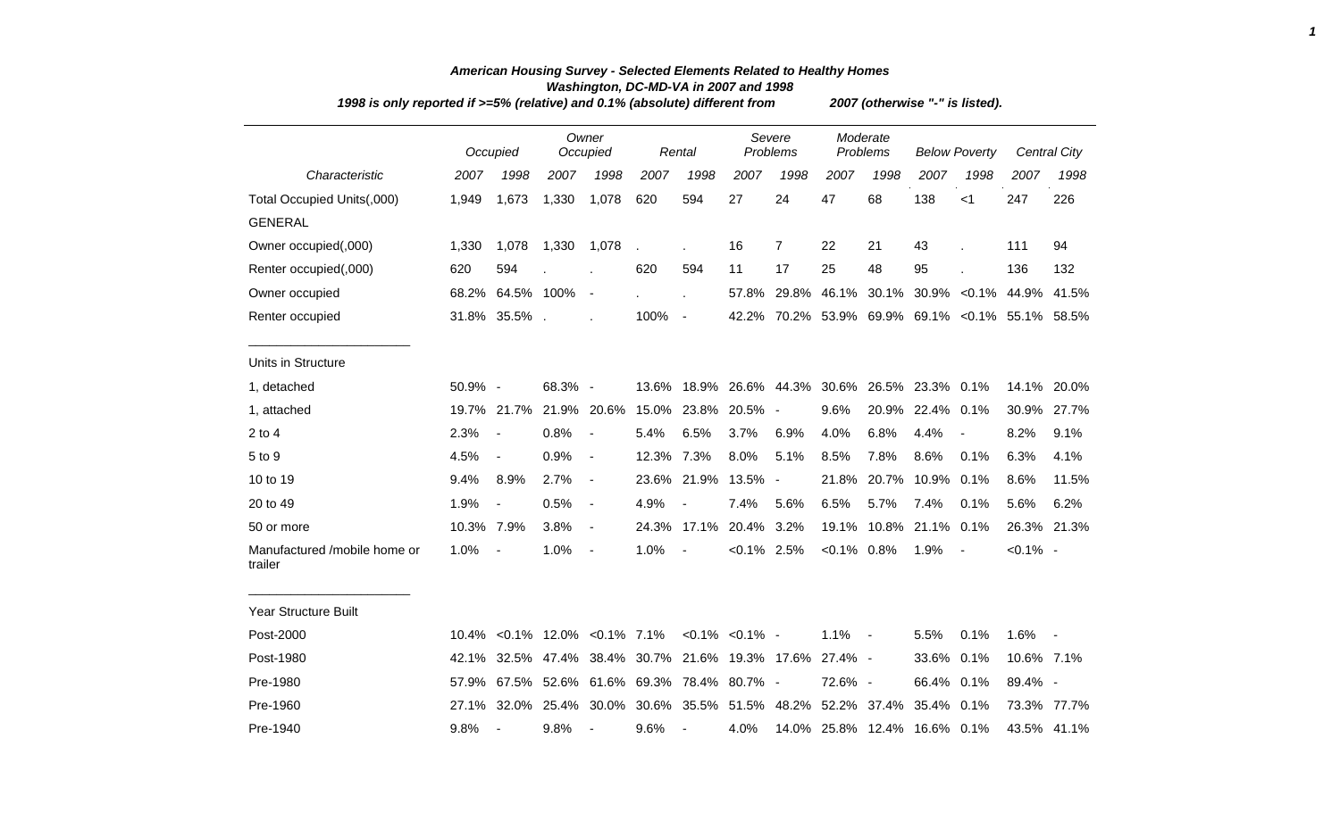# American Housing Survey - Selected Elements Related to Healthy Homes

## Washington, DC-MD-VA in 2007 and 1998

*1998 is only reported if >=5% (relative) and 0.1% (absolute) different from 2007 (otherwise "-" is listed).*

| Characteristic | Occupied | | Owner Occupied | | Rental | | Severe Problems | | Moderate Problems | | Below Poverty | | Central City | |
|---|---|---|---|---|---|---|---|---|---|---|---|---|---|---|
| | 2007 | 1998 | 2007 | 1998 | 2007 | 1998 | 2007 | 1998 | 2007 | 1998 | 2007 | 1998 | 2007 | 1998 |
| Total Occupied Units(,000) | 1,949 | 1,673 | 1,330 | 1,078 | 620 | 594 | 27 | 24 | 47 | 68 | 138 | <1 | 247 | 226 |
| GENERAL | | | | | | | | | | | | | | |
| Owner occupied(,000) | 1,330 | 1,078 | 1,330 | 1,078 | . | . | 16 | 7 | 22 | 21 | 43 | . | 111 | 94 |
| Renter occupied(,000) | 620 | 594 | . | . | 620 | 594 | 11 | 17 | 25 | 48 | 95 | . | 136 | 132 |
| Owner occupied | 68.2% | 64.5% | 100% | - | . | . | 57.8% | 29.8% | 46.1% | 30.1% | 30.9% | <0.1% | 44.9% | 41.5% |
| Renter occupied | 31.8% | 35.5% | . | . | 100% | - | 42.2% | 70.2% | 53.9% | 69.9% | 69.1% | <0.1% | 55.1% | 58.5% |
| Units in Structure | | | | | | | | | | | | | | |
| 1, detached | 50.9% | - | 68.3% | - | 13.6% | 18.9% | 26.6% | 44.3% | 30.6% | 26.5% | 23.3% | 0.1% | 14.1% | 20.0% |
| 1, attached | 19.7% | 21.7% | 21.9% | 20.6% | 15.0% | 23.8% | 20.5% | - | 9.6% | 20.9% | 22.4% | 0.1% | 30.9% | 27.7% |
| 2 to 4 | 2.3% | - | 0.8% | - | 5.4% | 6.5% | 3.7% | 6.9% | 4.0% | 6.8% | 4.4% | - | 8.2% | 9.1% |
| 5 to 9 | 4.5% | - | 0.9% | - | 12.3% | 7.3% | 8.0% | 5.1% | 8.5% | 7.8% | 8.6% | 0.1% | 6.3% | 4.1% |
| 10 to 19 | 9.4% | 8.9% | 2.7% | - | 23.6% | 21.9% | 13.5% | - | 21.8% | 20.7% | 10.9% | 0.1% | 8.6% | 11.5% |
| 20 to 49 | 1.9% | - | 0.5% | - | 4.9% | - | 7.4% | 5.6% | 6.5% | 5.7% | 7.4% | 0.1% | 5.6% | 6.2% |
| 50 or more | 10.3% | 7.9% | 3.8% | - | 24.3% | 17.1% | 20.4% | 3.2% | 19.1% | 10.8% | 21.1% | 0.1% | 26.3% | 21.3% |
| Manufactured /mobile home or trailer | 1.0% | - | 1.0% | - | 1.0% | - | <0.1% | 2.5% | <0.1% | 0.8% | 1.9% | - | <0.1% | - |
| Year Structure Built | | | | | | | | | | | | | | |
| Post-2000 | 10.4% | <0.1% | 12.0% | <0.1% | 7.1% | <0.1% | <0.1% | - | 1.1% | - | 5.5% | 0.1% | 1.6% | - |
| Post-1980 | 42.1% | 32.5% | 47.4% | 38.4% | 30.7% | 21.6% | 19.3% | 17.6% | 27.4% | - | 33.6% | 0.1% | 10.6% | 7.1% |
| Pre-1980 | 57.9% | 67.5% | 52.6% | 61.6% | 69.3% | 78.4% | 80.7% | - | 72.6% | - | 66.4% | 0.1% | 89.4% | - |
| Pre-1960 | 27.1% | 32.0% | 25.4% | 30.0% | 30.6% | 35.5% | 51.5% | 48.2% | 52.2% | 37.4% | 35.4% | 0.1% | 73.3% | 77.7% |
| Pre-1940 | 9.8% | - | 9.8% | - | 9.6% | - | 4.0% | 14.0% | 25.8% | 12.4% | 16.6% | 0.1% | 43.5% | 41.1% |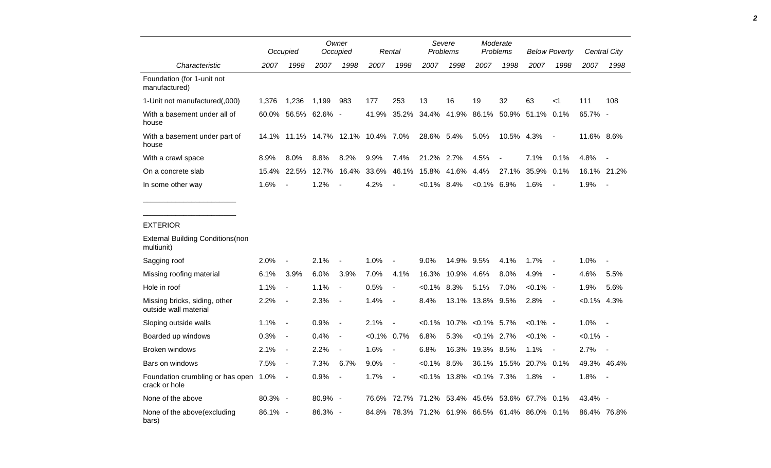| Characteristic | Occupied | | Owner Occupied | | Rental | | Severe Problems | | Moderate Problems | | Below Poverty | | Central City | |
|---|---|---|---|---|---|---|---|---|---|---|---|---|---|---|
| | 2007 | 1998 | 2007 | 1998 | 2007 | 1998 | 2007 | 1998 | 2007 | 1998 | 2007 | 1998 | 2007 | 1998 |
| Foundation (for 1-unit not manufactured) | | | | | | | | | | | | | | |
| 1-Unit not manufactured(,000) | 1,376 | 1,236 | 1,199 | 983 | 177 | 253 | 13 | 16 | 19 | 32 | 63 | <1 | 111 | 108 |
| With a basement under all of house | 60.0% | 56.5% | 62.6% | - | 41.9% | 35.2% | 34.4% | 41.9% | 86.1% | 50.9% | 51.1% | 0.1% | 65.7% | - |
| With a basement under part of house | 14.1% | 11.1% | 14.7% | 12.1% | 10.4% | 7.0% | 28.6% | 5.4% | 5.0% | 10.5% | 4.3% | - | 11.6% | 8.6% |
| With a crawl space | 8.9% | 8.0% | 8.8% | 8.2% | 9.9% | 7.4% | 21.2% | 2.7% | 4.5% | - | 7.1% | 0.1% | 4.8% | - |
| On a concrete slab | 15.4% | 22.5% | 12.7% | 16.4% | 33.6% | 46.1% | 15.8% | 41.6% | 4.4% | 27.1% | 35.9% | 0.1% | 16.1% | 21.2% |
| In some other way | 1.6% | - | 1.2% | - | 4.2% | - | <0.1% | 8.4% | <0.1% | 6.9% | 1.6% | - | 1.9% | - |
| EXTERIOR | | | | | | | | | | | | | | |
| External Building Conditions(non multiunit) | | | | | | | | | | | | | | |
| Sagging roof | 2.0% | - | 2.1% | - | 1.0% | - | 9.0% | 14.9% | 9.5% | 4.1% | 1.7% | - | 1.0% | - |
| Missing roofing material | 6.1% | 3.9% | 6.0% | 3.9% | 7.0% | 4.1% | 16.3% | 10.9% | 4.6% | 8.0% | 4.9% | - | 4.6% | 5.5% |
| Hole in roof | 1.1% | - | 1.1% | - | 0.5% | - | <0.1% | 8.3% | 5.1% | 7.0% | <0.1% | - | 1.9% | 5.6% |
| Missing bricks, siding, other outside wall material | 2.2% | - | 2.3% | - | 1.4% | - | 8.4% | 13.1% | 13.8% | 9.5% | 2.8% | - | <0.1% | 4.3% |
| Sloping outside walls | 1.1% | - | 0.9% | - | 2.1% | - | <0.1% | 10.7% | <0.1% | 5.7% | <0.1% | - | 1.0% | - |
| Boarded up windows | 0.3% | - | 0.4% | - | <0.1% | 0.7% | 6.8% | 5.3% | <0.1% | 2.7% | <0.1% | - | <0.1% | - |
| Broken windows | 2.1% | - | 2.2% | - | 1.6% | - | 6.8% | 16.3% | 19.3% | 8.5% | 1.1% | - | 2.7% | - |
| Bars on windows | 7.5% | - | 7.3% | 6.7% | 9.0% | - | <0.1% | 8.5% | 36.1% | 15.5% | 20.7% | 0.1% | 49.3% | 46.4% |
| Foundation crumbling or has open crack or hole | 1.0% | - | 0.9% | - | 1.7% | - | <0.1% | 13.8% | <0.1% | 7.3% | 1.8% | - | 1.8% | - |
| None of the above | 80.3% | - | 80.9% | - | 76.6% | 72.7% | 71.2% | 53.4% | 45.6% | 53.6% | 67.7% | 0.1% | 43.4% | - |
| None of the above(excluding bars) | 86.1% | - | 86.3% | - | 84.8% | 78.3% | 71.2% | 61.9% | 66.5% | 61.4% | 86.0% | 0.1% | 86.4% | 76.8% |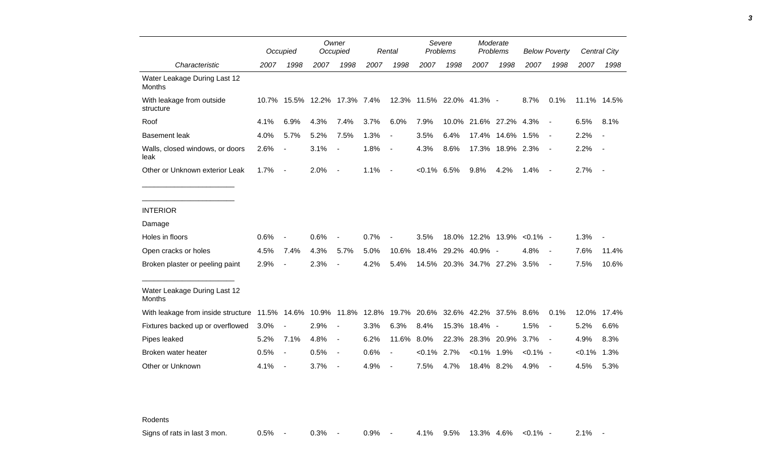| Characteristic | Occupied | | Owner Occupied | | Rental | | Severe Problems | | Moderate Problems | | Below Poverty | | Central City | |
|---|---|---|---|---|---|---|---|---|---|---|---|---|---|---|
| | 2007 | 1998 | 2007 | 1998 | 2007 | 1998 | 2007 | 1998 | 2007 | 1998 | 2007 | 1998 | 2007 | 1998 |
| Water Leakage During Last 12 Months | | | | | | | | | | | | | | |
| With leakage from outside structure | 10.7% | 15.5% | 12.2% | 17.3% | 7.4% | 12.3% | 11.5% | 22.0% | 41.3% | - | 8.7% | 0.1% | 11.1% | 14.5% |
| Roof | 4.1% | 6.9% | 4.3% | 7.4% | 3.7% | 6.0% | 7.9% | 10.0% | 21.6% | 27.2% | 4.3% | - | 6.5% | 8.1% |
| Basement leak | 4.0% | 5.7% | 5.2% | 7.5% | 1.3% | - | 3.5% | 6.4% | 17.4% | 14.6% | 1.5% | - | 2.2% | - |
| Walls, closed windows, or doors leak | 2.6% | - | 3.1% | - | 1.8% | - | 4.3% | 8.6% | 17.3% | 18.9% | 2.3% | - | 2.2% | - |
| Other or Unknown exterior Leak | 1.7% | - | 2.0% | - | 1.1% | - | <0.1% | 6.5% | 9.8% | 4.2% | 1.4% | - | 2.7% | - |
| INTERIOR | | | | | | | | | | | | | | |
| Damage | | | | | | | | | | | | | | |
| Holes in floors | 0.6% | - | 0.6% | - | 0.7% | - | 3.5% | 18.0% | 12.2% | 13.9% | <0.1% | - | 1.3% | - |
| Open cracks or holes | 4.5% | 7.4% | 4.3% | 5.7% | 5.0% | 10.6% | 18.4% | 29.2% | 40.9% | - | 4.8% | - | 7.6% | 11.4% |
| Broken plaster or peeling paint | 2.9% | - | 2.3% | - | 4.2% | 5.4% | 14.5% | 20.3% | 34.7% | 27.2% | 3.5% | - | 7.5% | 10.6% |
| Water Leakage During Last 12 Months | | | | | | | | | | | | | | |
| With leakage from inside structure | 11.5% | 14.6% | 10.9% | 11.8% | 12.8% | 19.7% | 20.6% | 32.6% | 42.2% | 37.5% | 8.6% | 0.1% | 12.0% | 17.4% |
| Fixtures backed up or overflowed | 3.0% | - | 2.9% | - | 3.3% | 6.3% | 8.4% | 15.3% | 18.4% | - | 1.5% | - | 5.2% | 6.6% |
| Pipes leaked | 5.2% | 7.1% | 4.8% | - | 6.2% | 11.6% | 8.0% | 22.3% | 28.3% | 20.9% | 3.7% | - | 4.9% | 8.3% |
| Broken water heater | 0.5% | - | 0.5% | - | 0.6% | - | <0.1% | 2.7% | <0.1% | 1.9% | <0.1% | - | <0.1% | 1.3% |
| Other or Unknown | 4.1% | - | 3.7% | - | 4.9% | - | 7.5% | 4.7% | 18.4% | 8.2% | 4.9% | - | 4.5% | 5.3% |
| Rodents | | | | | | | | | | | | | | |
| Signs of rats in last 3 mon. | 0.5% | - | 0.3% | - | 0.9% | - | 4.1% | 9.5% | 13.3% | 4.6% | <0.1% | - | 2.1% | - |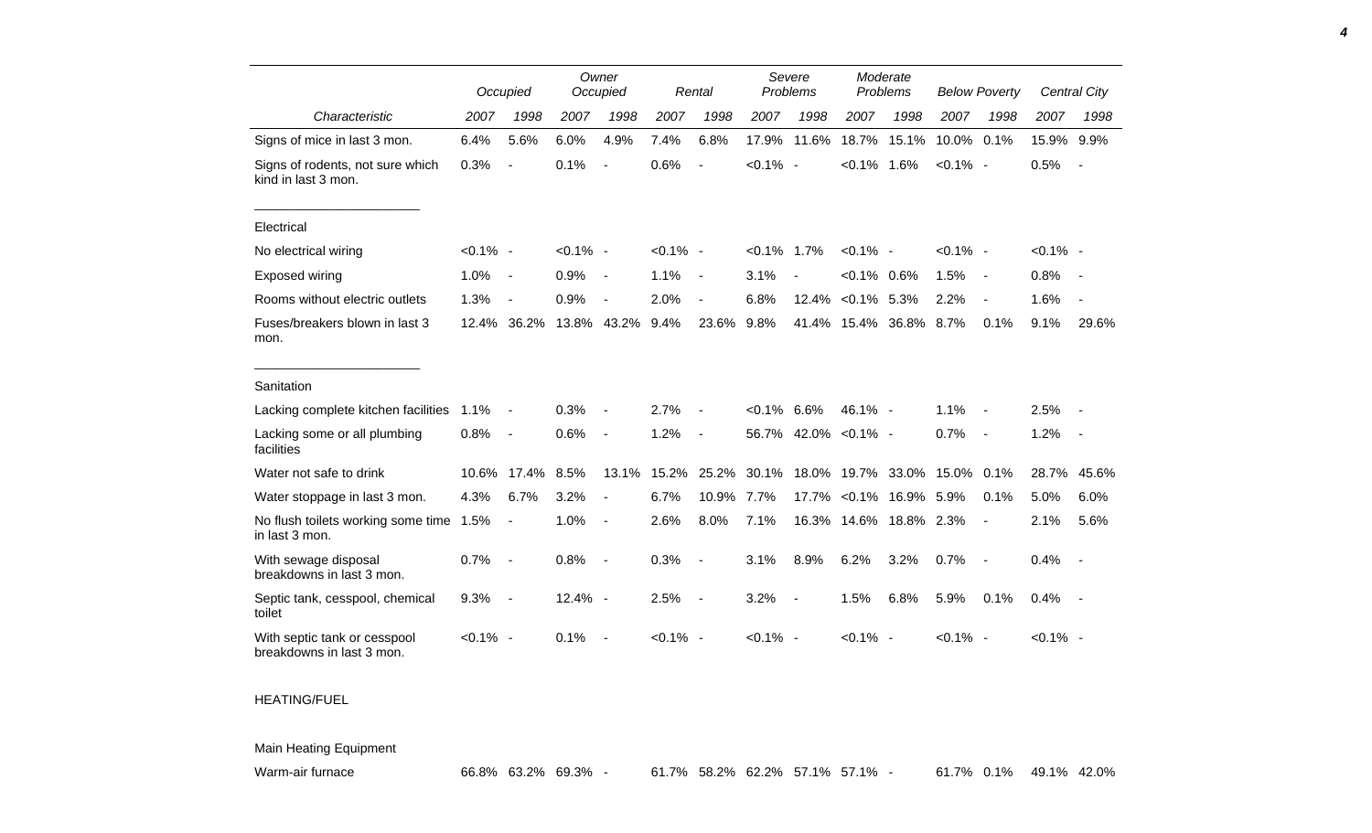| Characteristic | Occupied | | Owner Occupied | | Rental | | Severe Problems | | Moderate Problems | | Below Poverty | | Central City | |
|---|---|---|---|---|---|---|---|---|---|---|---|---|---|---|
| | 2007 | 1998 | 2007 | 1998 | 2007 | 1998 | 2007 | 1998 | 2007 | 1998 | 2007 | 1998 | 2007 | 1998 |
| Signs of mice in last 3 mon. | 6.4% | 5.6% | 6.0% | 4.9% | 7.4% | 6.8% | 17.9% | 11.6% | 18.7% | 15.1% | 10.0% | 0.1% | 15.9% | 9.9% |
| Signs of rodents, not sure which kind in last 3 mon. | 0.3% | - | 0.1% | - | 0.6% | - | <0.1% | - | <0.1% | 1.6% | <0.1% | - | 0.5% | - |
| Electrical | | | | | | | | | | | | | | |
| No electrical wiring | <0.1% | - | <0.1% | - | <0.1% | - | <0.1% | 1.7% | <0.1% | - | <0.1% | - | <0.1% | - |
| Exposed wiring | 1.0% | - | 0.9% | - | 1.1% | - | 3.1% | - | <0.1% | 0.6% | 1.5% | - | 0.8% | - |
| Rooms without electric outlets | 1.3% | - | 0.9% | - | 2.0% | - | 6.8% | 12.4% | <0.1% | 5.3% | 2.2% | - | 1.6% | - |
| Fuses/breakers blown in last 3 mon. | 12.4% | 36.2% | 13.8% | 43.2% | 9.4% | 23.6% | 9.8% | 41.4% | 15.4% | 36.8% | 8.7% | 0.1% | 9.1% | 29.6% |
| Sanitation | | | | | | | | | | | | | | |
| Lacking complete kitchen facilities | 1.1% | - | 0.3% | - | 2.7% | - | <0.1% | 6.6% | 46.1% | - | 1.1% | - | 2.5% | - |
| Lacking some or all plumbing facilities | 0.8% | - | 0.6% | - | 1.2% | - | 56.7% | 42.0% | <0.1% | - | 0.7% | - | 1.2% | - |
| Water not safe to drink | 10.6% | 17.4% | 8.5% | 13.1% | 15.2% | 25.2% | 30.1% | 18.0% | 19.7% | 33.0% | 15.0% | 0.1% | 28.7% | 45.6% |
| Water stoppage in last 3 mon. | 4.3% | 6.7% | 3.2% | - | 6.7% | 10.9% | 7.7% | 17.7% | <0.1% | 16.9% | 5.9% | 0.1% | 5.0% | 6.0% |
| No flush toilets working some time in last 3 mon. | 1.5% | - | 1.0% | - | 2.6% | 8.0% | 7.1% | 16.3% | 14.6% | 18.8% | 2.3% | - | 2.1% | 5.6% |
| With sewage disposal breakdowns in last 3 mon. | 0.7% | - | 0.8% | - | 0.3% | - | 3.1% | 8.9% | 6.2% | 3.2% | 0.7% | - | 0.4% | - |
| Septic tank, cesspool, chemical toilet | 9.3% | - | 12.4% | - | 2.5% | - | 3.2% | - | 1.5% | 6.8% | 5.9% | 0.1% | 0.4% | - |
| With septic tank or cesspool breakdowns in last 3 mon. | <0.1% | - | 0.1% | - | <0.1% | - | <0.1% | - | <0.1% | - | <0.1% | - | <0.1% | - |
| HEATING/FUEL | | | | | | | | | | | | | | |
| Main Heating Equipment | | | | | | | | | | | | | | |
| Warm-air furnace | 66.8% | 63.2% | 69.3% | - | 61.7% | 58.2% | 62.2% | 57.1% | 57.1% | - | 61.7% | 0.1% | 49.1% | 42.0% |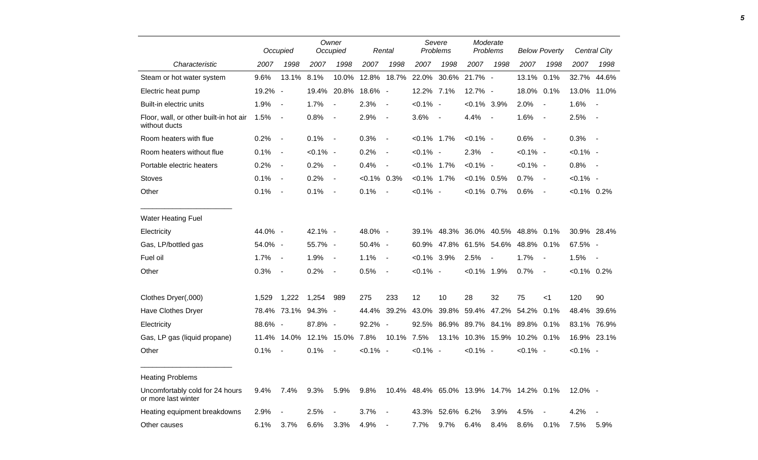| Characteristic | Occupied | | Owner Occupied | | Rental | | Severe Problems | | Moderate Problems | | Below Poverty | | Central City | |
|---|---|---|---|---|---|---|---|---|---|---|---|---|---|---|
| | 2007 | 1998 | 2007 | 1998 | 2007 | 1998 | 2007 | 1998 | 2007 | 1998 | 2007 | 1998 | 2007 | 1998 |
| Steam or hot water system | 9.6% | 13.1% | 8.1% | 10.0% | 12.8% | 18.7% | 22.0% | 30.6% | 21.7% | - | 13.1% | 0.1% | 32.7% | 44.6% |
| Electric heat pump | 19.2% | - | 19.4% | 20.8% | 18.6% | - | 12.2% | 7.1% | 12.7% | - | 18.0% | 0.1% | 13.0% | 11.0% |
| Built-in electric units | 1.9% | - | 1.7% | - | 2.3% | - | <0.1% | - | <0.1% | 3.9% | 2.0% | - | 1.6% | - |
| Floor, wall, or other built-in hot air without ducts | 1.5% | - | 0.8% | - | 2.9% | - | 3.6% | - | 4.4% | - | 1.6% | - | 2.5% | - |
| Room heaters with flue | 0.2% | - | 0.1% | - | 0.3% | - | <0.1% | 1.7% | <0.1% | - | 0.6% | - | 0.3% | - |
| Room heaters without flue | 0.1% | - | <0.1% | - | 0.2% | - | <0.1% | - | 2.3% | - | <0.1% | - | <0.1% | - |
| Portable electric heaters | 0.2% | - | 0.2% | - | 0.4% | - | <0.1% | 1.7% | <0.1% | - | <0.1% | - | 0.8% | - |
| Stoves | 0.1% | - | 0.2% | - | <0.1% | 0.3% | <0.1% | 1.7% | <0.1% | 0.5% | 0.7% | - | <0.1% | - |
| Other | 0.1% | - | 0.1% | - | 0.1% | - | <0.1% | - | <0.1% | 0.7% | 0.6% | - | <0.1% | 0.2% |
| **Water Heating Fuel** | | | | | | | | | | | | | | |
| Electricity | 44.0% | - | 42.1% | - | 48.0% | - | 39.1% | 48.3% | 36.0% | 40.5% | 48.8% | 0.1% | 30.9% | 28.4% |
| Gas, LP/bottled gas | 54.0% | - | 55.7% | - | 50.4% | - | 60.9% | 47.8% | 61.5% | 54.6% | 48.8% | 0.1% | 67.5% | - |
| Fuel oil | 1.7% | - | 1.9% | - | 1.1% | - | <0.1% | 3.9% | 2.5% | - | 1.7% | - | 1.5% | - |
| Other | 0.3% | - | 0.2% | - | 0.5% | - | <0.1% | - | <0.1% | 1.9% | 0.7% | - | <0.1% | 0.2% |
| Clothes Dryer(,000) | 1,529 | 1,222 | 1,254 | 989 | 275 | 233 | 12 | 10 | 28 | 32 | 75 | <1 | 120 | 90 |
| Have Clothes Dryer | 78.4% | 73.1% | 94.3% | - | 44.4% | 39.2% | 43.0% | 39.8% | 59.4% | 47.2% | 54.2% | 0.1% | 48.4% | 39.6% |
| Electricity | 88.6% | - | 87.8% | - | 92.2% | - | 92.5% | 86.9% | 89.7% | 84.1% | 89.8% | 0.1% | 83.1% | 76.9% |
| Gas, LP gas (liquid propane) | 11.4% | 14.0% | 12.1% | 15.0% | 7.8% | 10.1% | 7.5% | 13.1% | 10.3% | 15.9% | 10.2% | 0.1% | 16.9% | 23.1% |
| Other | 0.1% | - | 0.1% | - | <0.1% | - | <0.1% | - | <0.1% | - | <0.1% | - | <0.1% | - |
| **Heating Problems** | | | | | | | | | | | | | | |
| Uncomfortably cold for 24 hours or more last winter | 9.4% | 7.4% | 9.3% | 5.9% | 9.8% | 10.4% | 48.4% | 65.0% | 13.9% | 14.7% | 14.2% | 0.1% | 12.0% | - |
| Heating equipment breakdowns | 2.9% | - | 2.5% | - | 3.7% | - | 43.3% | 52.6% | 6.2% | 3.9% | 4.5% | - | 4.2% | - |
| Other causes | 6.1% | 3.7% | 6.6% | 3.3% | 4.9% | - | 7.7% | 9.7% | 6.4% | 8.4% | 8.6% | 0.1% | 7.5% | 5.9% |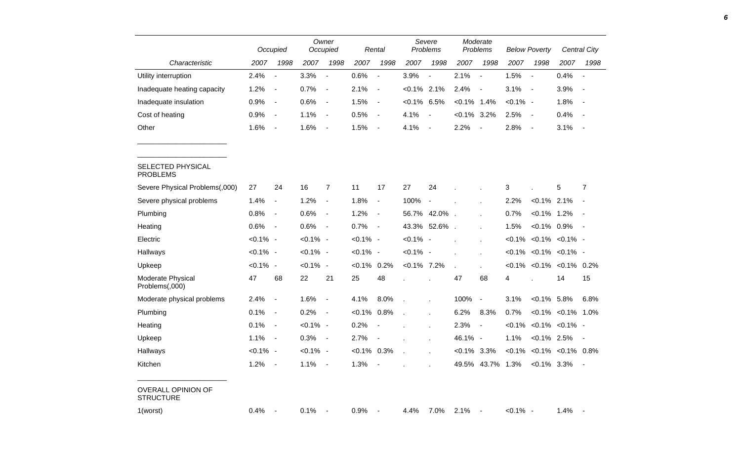| Characteristic | Occupied | | Owner Occupied | | Rental | | Severe Problems | | Moderate Problems | | Below Poverty | | Central City | |
|---|---|---|---|---|---|---|---|---|---|---|---|---|---|---|
| | 2007 | 1998 | 2007 | 1998 | 2007 | 1998 | 2007 | 1998 | 2007 | 1998 | 2007 | 1998 | 2007 | 1998 |
| Utility interruption | 2.4% | - | 3.3% | - | 0.6% | - | 3.9% | - | 2.1% | - | 1.5% | - | 0.4% | - |
| Inadequate heating capacity | 1.2% | - | 0.7% | - | 2.1% | - | <0.1% | 2.1% | 2.4% | - | 3.1% | - | 3.9% | - |
| Inadequate insulation | 0.9% | - | 0.6% | - | 1.5% | - | <0.1% | 6.5% | <0.1% | 1.4% | <0.1% | - | 1.8% | - |
| Cost of heating | 0.9% | - | 1.1% | - | 0.5% | - | 4.1% | - | <0.1% | 3.2% | 2.5% | - | 0.4% | - |
| Other | 1.6% | - | 1.6% | - | 1.5% | - | 4.1% | - | 2.2% | - | 2.8% | - | 3.1% | - |
| **SELECTED PHYSICAL PROBLEMS** | | | | | | | | | | | | | | |
| Severe Physical Problems(,000) | 27 | 24 | 16 | 7 | 11 | 17 | 27 | 24 | . | . | 3 | . | 5 | 7 |
| Severe physical problems | 1.4% | - | 1.2% | - | 1.8% | - | 100% | - | . | . | 2.2% | <0.1% | 2.1% | - |
| Plumbing | 0.8% | - | 0.6% | - | 1.2% | - | 56.7% | 42.0% | . | . | 0.7% | <0.1% | 1.2% | - |
| Heating | 0.6% | - | 0.6% | - | 0.7% | - | 43.3% | 52.6% | . | . | 1.5% | <0.1% | 0.9% | - |
| Electric | <0.1% | - | <0.1% | - | <0.1% | - | <0.1% | - | . | . | <0.1% | <0.1% | <0.1% | - |
| Hallways | <0.1% | - | <0.1% | - | <0.1% | - | <0.1% | - | . | . | <0.1% | <0.1% | <0.1% | - |
| Upkeep | <0.1% | - | <0.1% | - | <0.1% | 0.2% | <0.1% | 7.2% | . | . | <0.1% | <0.1% | <0.1% | 0.2% |
| Moderate Physical Problems(,000) | 47 | 68 | 22 | 21 | 25 | 48 | . | . | 47 | 68 | 4 | . | 14 | 15 |
| Moderate physical problems | 2.4% | - | 1.6% | - | 4.1% | 8.0% | . | . | 100% | - | 3.1% | <0.1% | 5.8% | 6.8% |
| Plumbing | 0.1% | - | 0.2% | - | <0.1% | 0.8% | . | . | 6.2% | 8.3% | 0.7% | <0.1% | <0.1% | 1.0% |
| Heating | 0.1% | - | <0.1% | - | 0.2% | - | . | . | 2.3% | - | <0.1% | <0.1% | <0.1% | - |
| Upkeep | 1.1% | - | 0.3% | - | 2.7% | - | . | . | 46.1% | - | 1.1% | <0.1% | 2.5% | - |
| Hallways | <0.1% | - | <0.1% | - | <0.1% | 0.3% | . | . | <0.1% | 3.3% | <0.1% | <0.1% | <0.1% | 0.8% |
| Kitchen | 1.2% | - | 1.1% | - | 1.3% | - | . | . | 49.5% | 43.7% | 1.3% | <0.1% | 3.3% | - |
| **OVERALL OPINION OF STRUCTURE** | | | | | | | | | | | | | | |
| 1(worst) | 0.4% | - | 0.1% | - | 0.9% | - | 4.4% | 7.0% | 2.1% | - | <0.1% | - | 1.4% | - |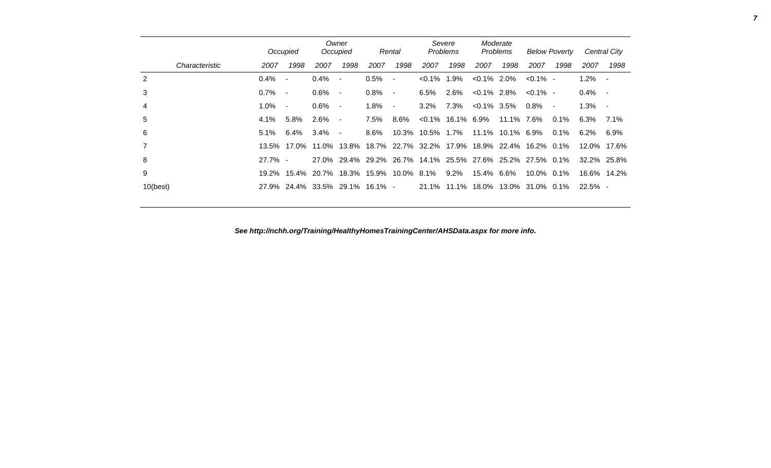| Characteristic | Occupied | | Owner Occupied | | Rental | | Severe Problems | | Moderate Problems | | Below Poverty | | Central City | |
|---|---|---|---|---|---|---|---|---|---|---|---|---|---|---|
| | 2007 | 1998 | 2007 | 1998 | 2007 | 1998 | 2007 | 1998 | 2007 | 1998 | 2007 | 1998 | 2007 | 1998 |
| 2 | 0.4% | - | 0.4% | - | 0.5% | - | <0.1% | 1.9% | <0.1% | 2.0% | <0.1% | - | 1.2% | - |
| 3 | 0.7% | - | 0.6% | - | 0.8% | - | 6.5% | 2.6% | <0.1% | 2.8% | <0.1% | - | 0.4% | - |
| 4 | 1.0% | - | 0.6% | - | 1.8% | - | 3.2% | 7.3% | <0.1% | 3.5% | 0.8% | - | 1.3% | - |
| 5 | 4.1% | 5.8% | 2.6% | - | 7.5% | 8.6% | <0.1% | 16.1% | 6.9% | 11.1% | 7.6% | 0.1% | 6.3% | 7.1% |
| 6 | 5.1% | 6.4% | 3.4% | - | 8.6% | 10.3% | 10.5% | 1.7% | 11.1% | 10.1% | 6.9% | 0.1% | 6.2% | 6.9% |
| 7 | 13.5% | 17.0% | 11.0% | 13.8% | 18.7% | 22.7% | 32.2% | 17.9% | 18.9% | 22.4% | 16.2% | 0.1% | 12.0% | 17.6% |
| 8 | 27.7% | - | 27.0% | 29.4% | 29.2% | 26.7% | 14.1% | 25.5% | 27.6% | 25.2% | 27.5% | 0.1% | 32.2% | 25.8% |
| 9 | 19.2% | 15.4% | 20.7% | 18.3% | 15.9% | 10.0% | 8.1% | 9.2% | 15.4% | 6.6% | 10.0% | 0.1% | 16.6% | 14.2% |
| 10(best) | 27.9% | 24.4% | 33.5% | 29.1% | 16.1% | - | 21.1% | 11.1% | 18.0% | 13.0% | 31.0% | 0.1% | 22.5% | - |

***See http://nchh.org/Training/HealthyHomesTrainingCenter/AHSData.aspx for more info.***